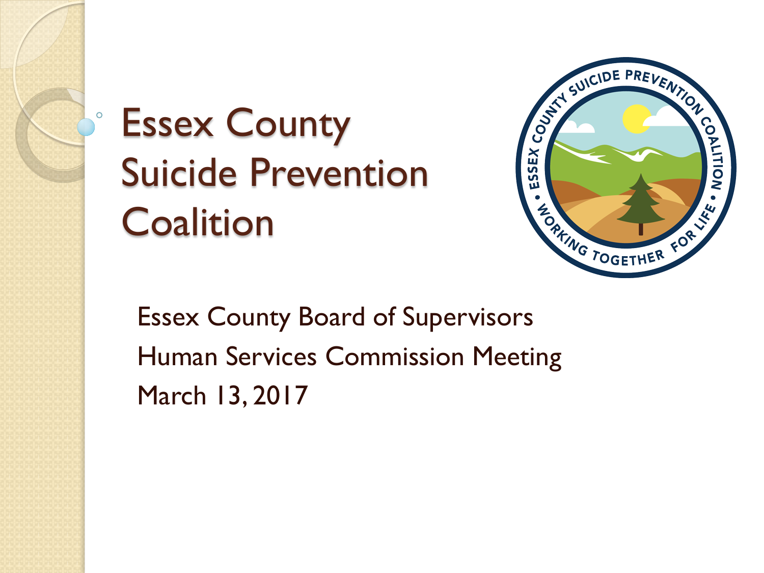# Essex County Suicide Prevention Coalition

Essex County Board of Supervisors

Human Services Commission Meeting

March 13, 2017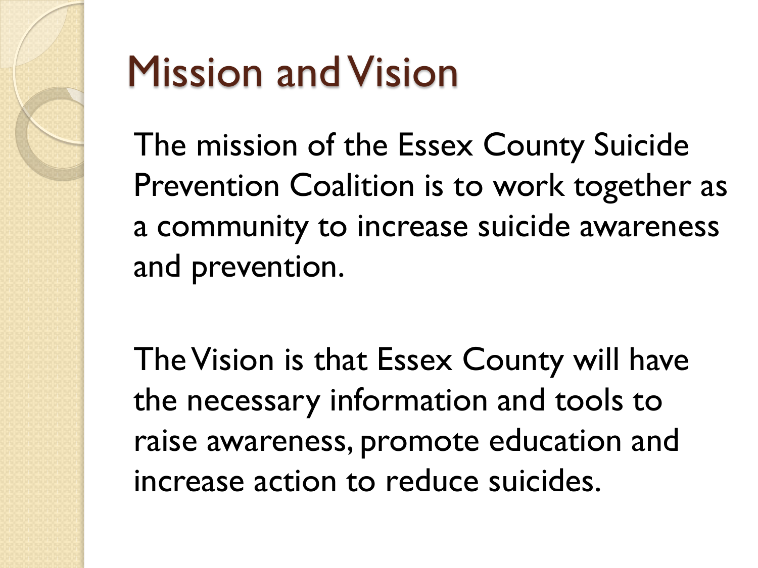# Mission and Vision

The mission of the Essex County Suicide Prevention Coalition is to work together as a community to increase suicide awareness and prevention.

The Vision is that Essex County will have the necessary information and tools to raise awareness, promote education and increase action to reduce suicides.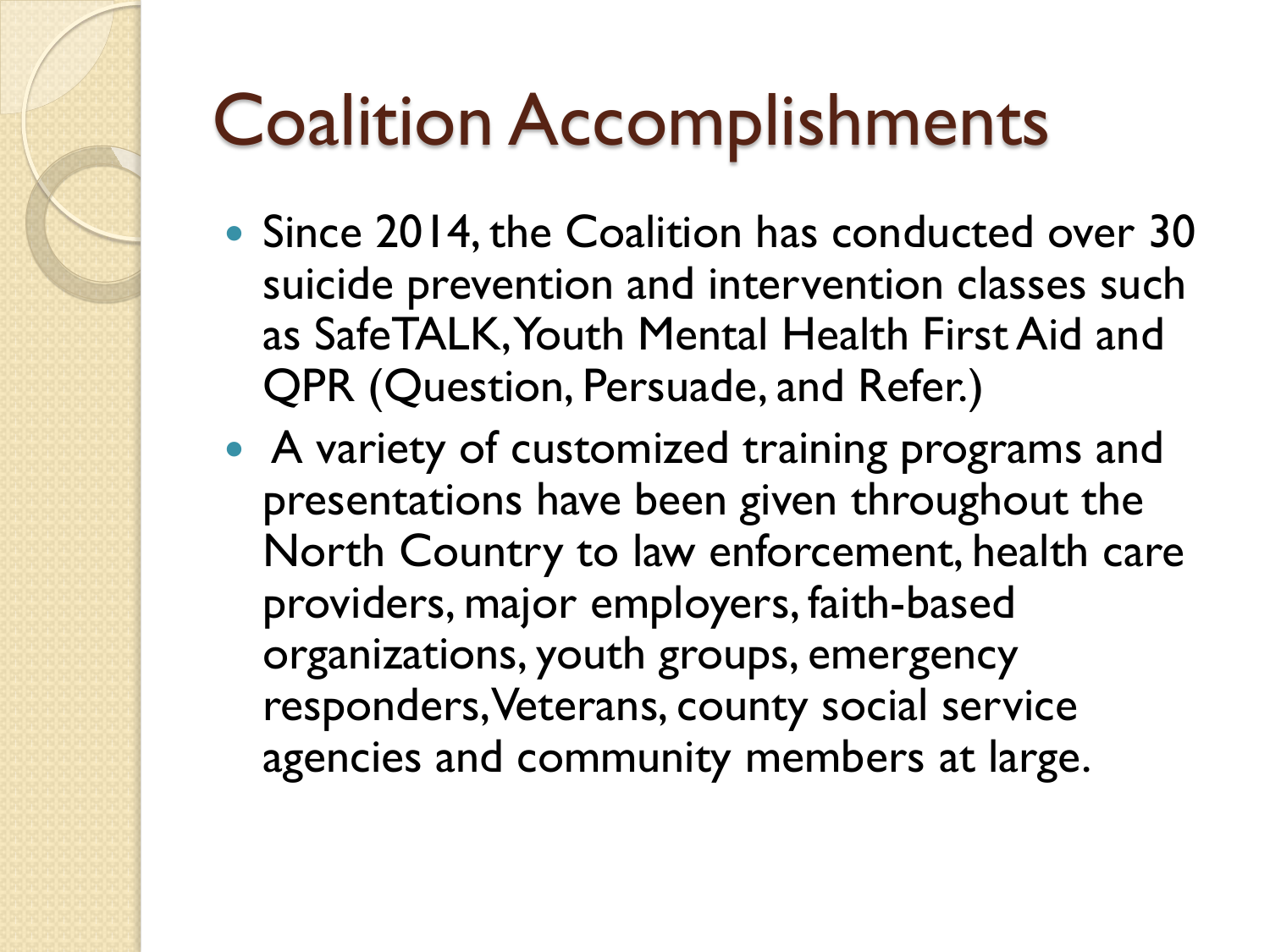# Coalition Accomplishments

- Since 2014, the Coalition has conducted over 30 suicide prevention and intervention classes such as SafeTALK, Youth Mental Health First Aid and QPR (Question, Persuade, and Refer.)
- A variety of customized training programs and presentations have been given throughout the North Country to law enforcement, health care providers, major employers, faith-based organizations, youth groups, emergency responders, Veterans, county social service agencies and community members at large.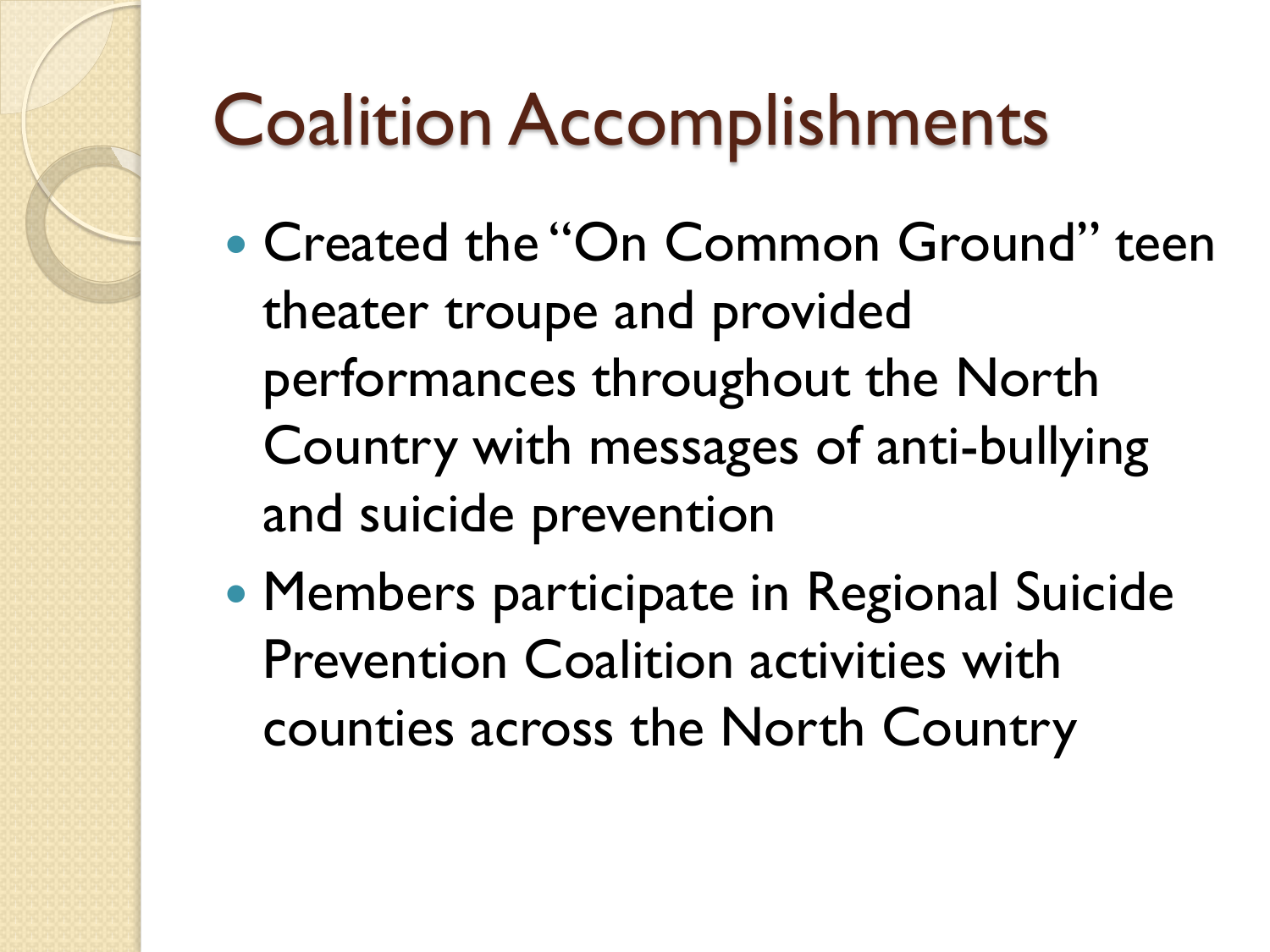# Coalition Accomplishments

- Created the "On Common Ground" teen theater troupe and provided performances throughout the North Country with messages of anti-bullying and suicide prevention
- Members participate in Regional Suicide Prevention Coalition activities with counties across the North Country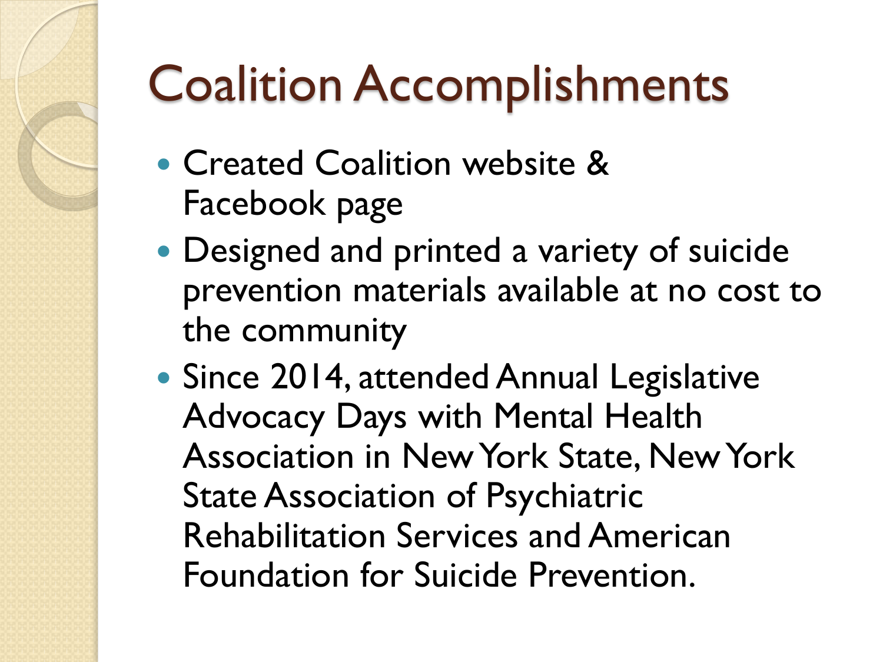# Coalition Accomplishments

- Created Coalition website & Facebook page
- Designed and printed a variety of suicide prevention materials available at no cost to the community
- Since 2014, attended Annual Legislative Advocacy Days with Mental Health Association in New York State, New York State Association of Psychiatric Rehabilitation Services and American Foundation for Suicide Prevention.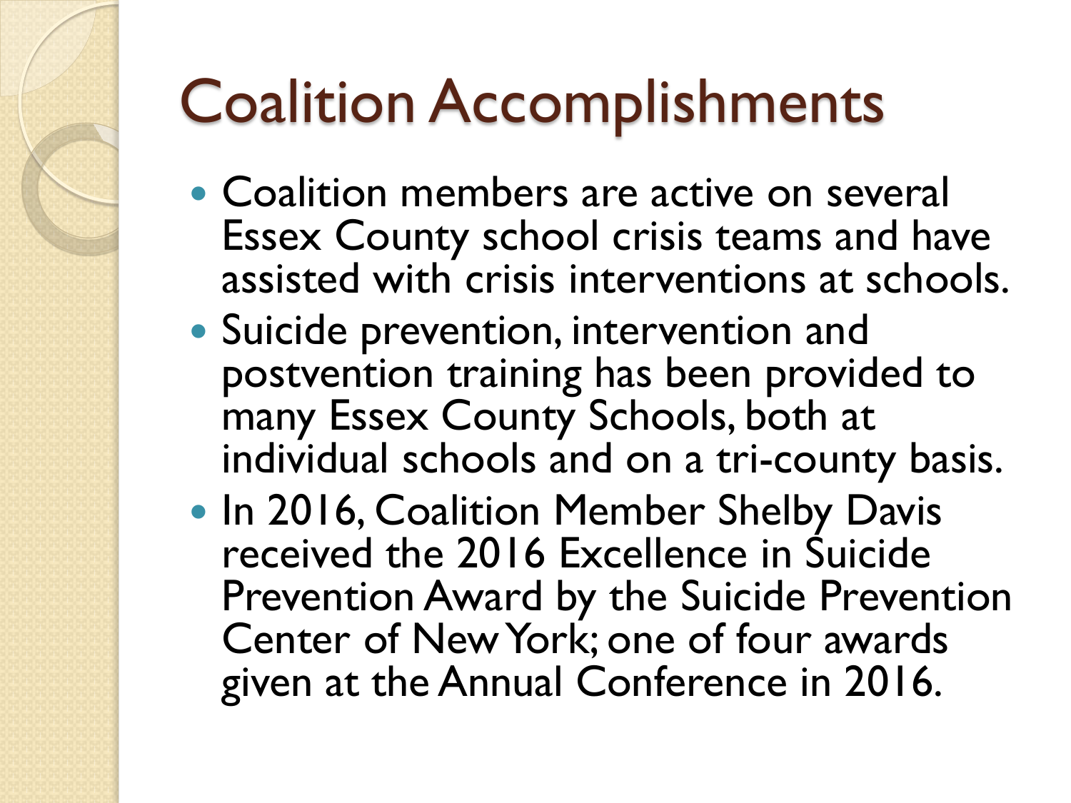# Coalition Accomplishments

- Coalition members are active on several Essex County school crisis teams and have assisted with crisis interventions at schools.
- Suicide prevention, intervention and postvention training has been provided to many Essex County Schools, both at individual schools and on a tri-county basis.
- In 2016, Coalition Member Shelby Davis received the 2016 Excellence in Suicide Prevention Award by the Suicide Prevention Center of New York; one of four awards given at the Annual Conference in 2016.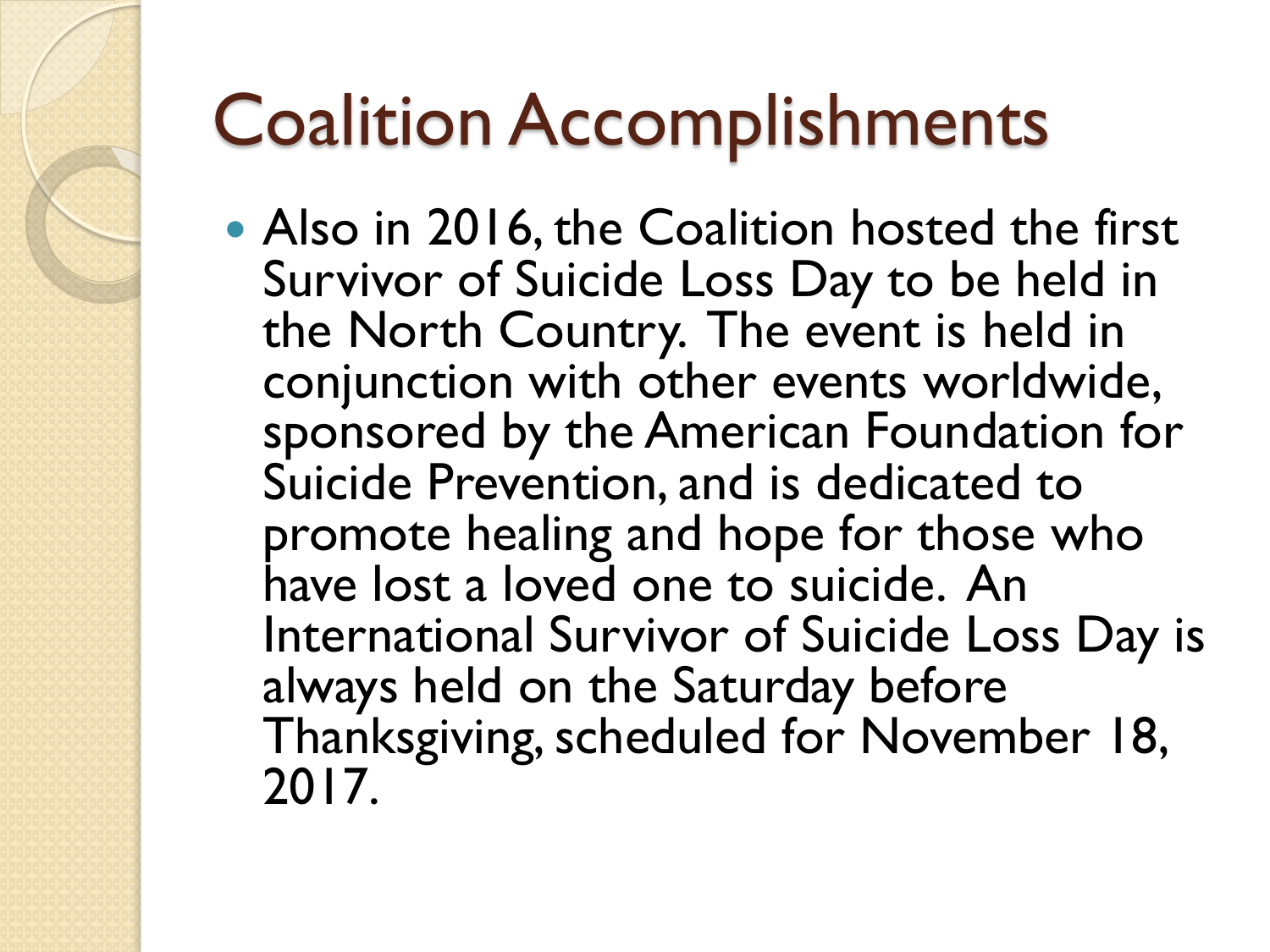# Coalition Accomplishments

- Also in 2016, the Coalition hosted the first Survivor of Suicide Loss Day to be held in the North Country. The event is held in conjunction with other events worldwide, sponsored by the American Foundation for Suicide Prevention, and is dedicated to promote healing and hope for those who have lost a loved one to suicide. An International Survivor of Suicide Loss Day is always held on the Saturday before Thanksgiving, scheduled for November 18, 2017.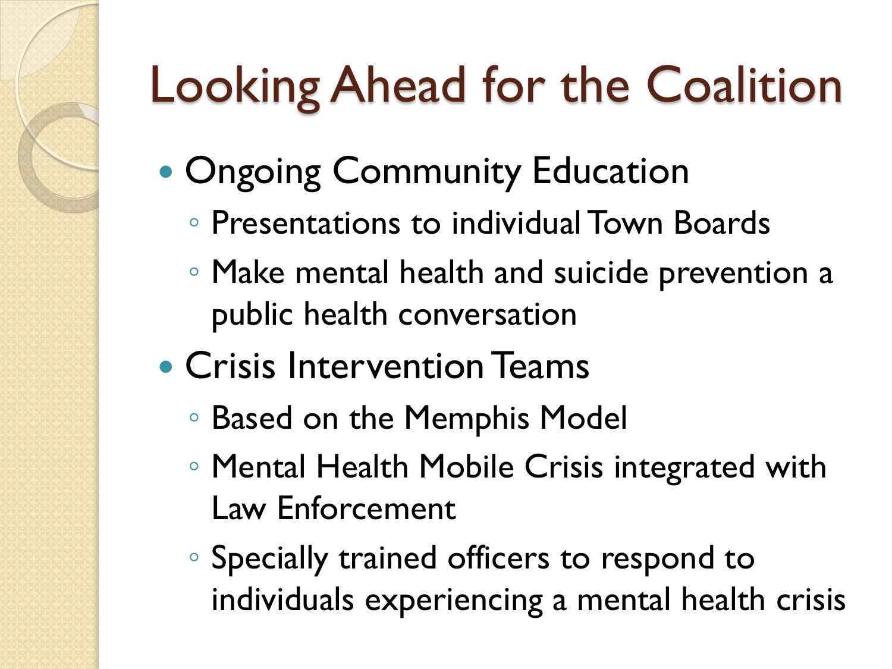# Looking Ahead for the Coalition

- Ongoing Community Education
  - Presentations to individual Town Boards
  - Make mental health and suicide prevention a public health conversation
- Crisis Intervention Teams
  - Based on the Memphis Model
  - Mental Health Mobile Crisis integrated with Law Enforcement
  - Specially trained officers to respond to individuals experiencing a mental health crisis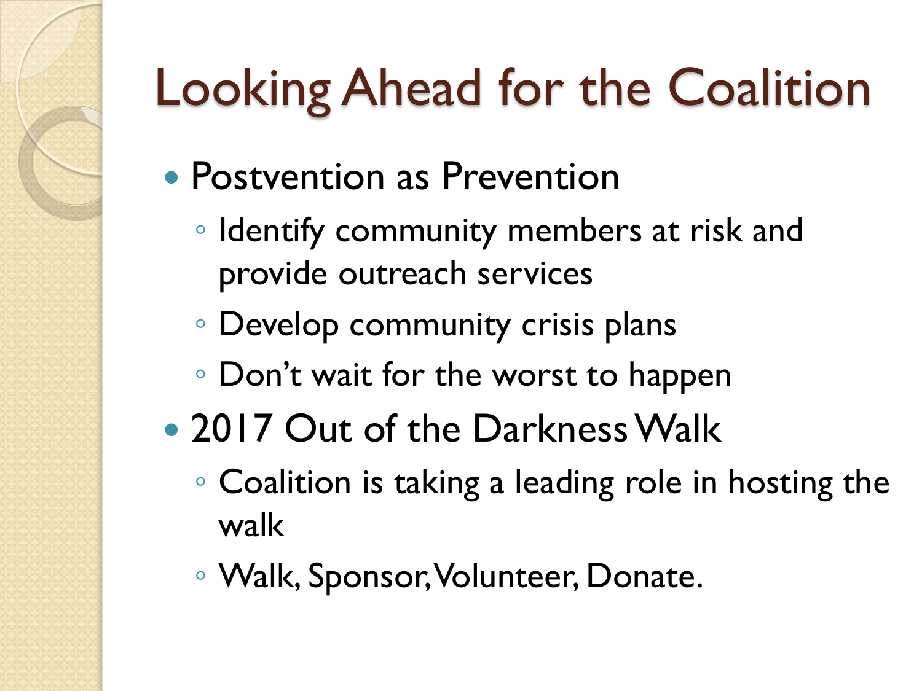# Looking Ahead for the Coalition

- Postvention as Prevention
  - Identify community members at risk and provide outreach services
  - Develop community crisis plans
  - Don't wait for the worst to happen
- 2017 Out of the Darkness Walk
  - Coalition is taking a leading role in hosting the walk
  - Walk, Sponsor, Volunteer, Donate.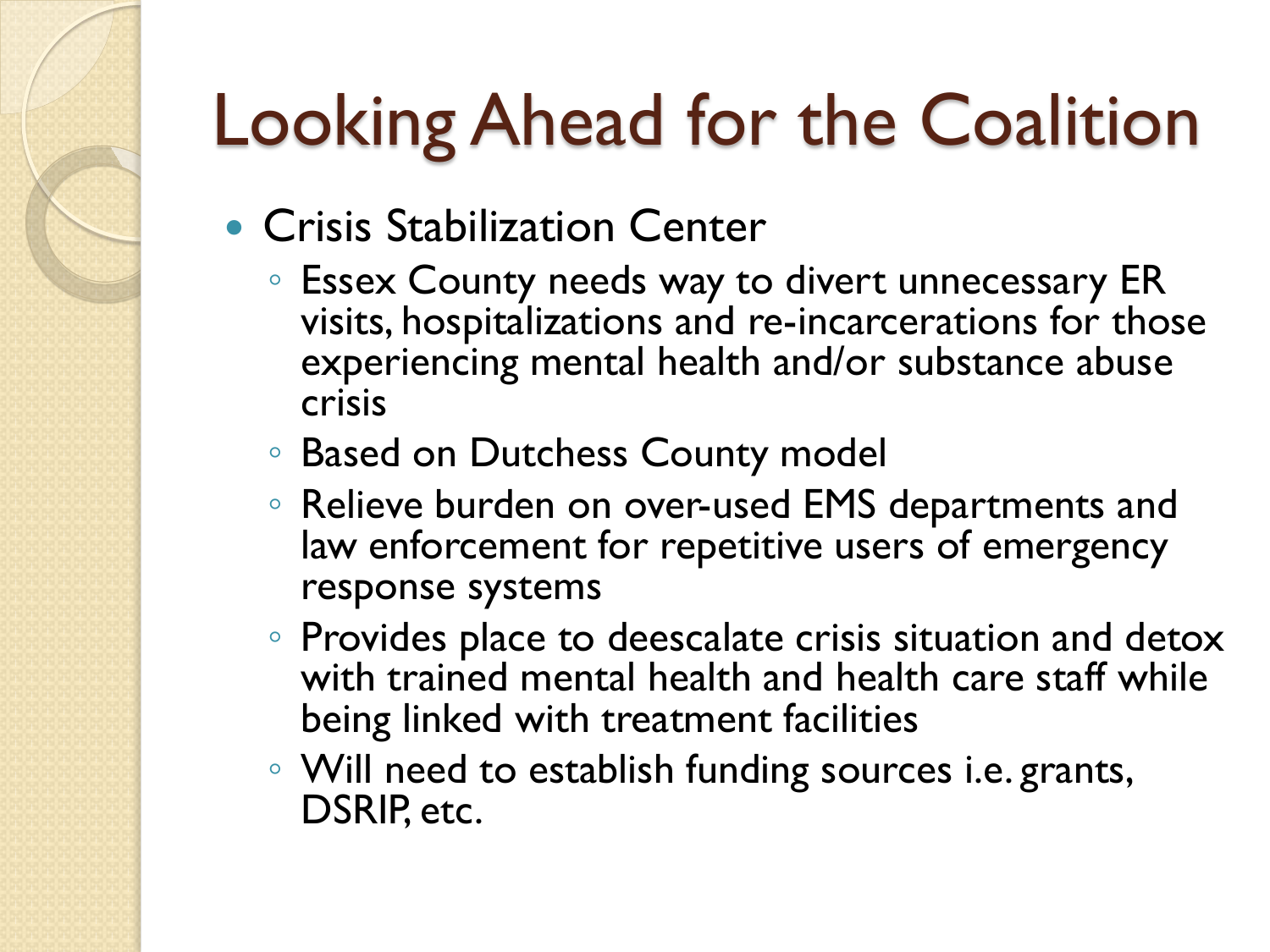# Looking Ahead for the Coalition

- Crisis Stabilization Center
  - Essex County needs way to divert unnecessary ER visits, hospitalizations and re-incarcerations for those experiencing mental health and/or substance abuse crisis
  - Based on Dutchess County model
  - Relieve burden on over-used EMS departments and law enforcement for repetitive users of emergency response systems
  - Provides place to deescalate crisis situation and detox with trained mental health and health care staff while being linked with treatment facilities
  - Will need to establish funding sources i.e. grants, DSRIP, etc.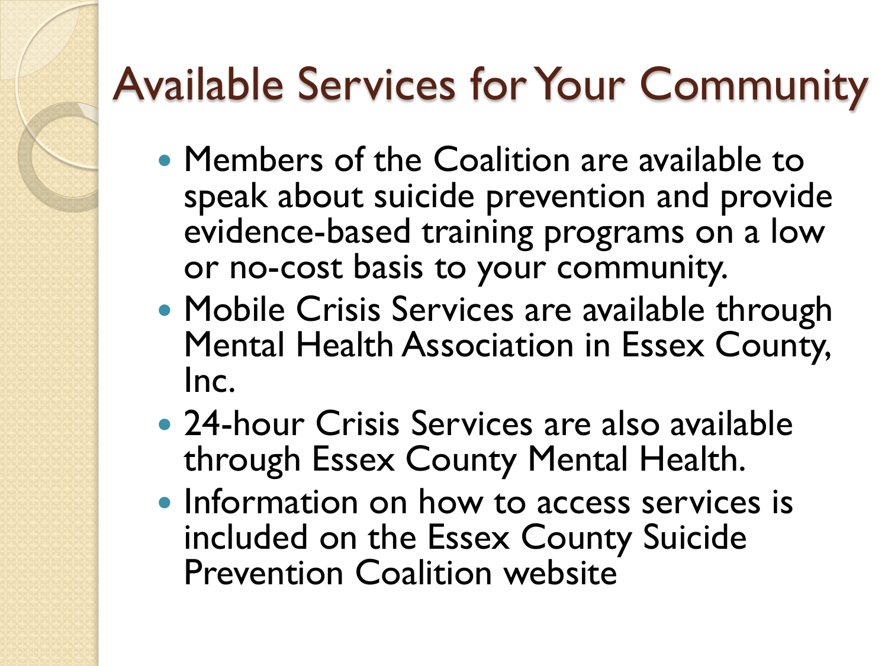# Available Services for Your Community

- Members of the Coalition are available to speak about suicide prevention and provide evidence-based training programs on a low or no-cost basis to your community.
- Mobile Crisis Services are available through Mental Health Association in Essex County, Inc.
- 24-hour Crisis Services are also available through Essex County Mental Health.
- Information on how to access services is included on the Essex County Suicide Prevention Coalition website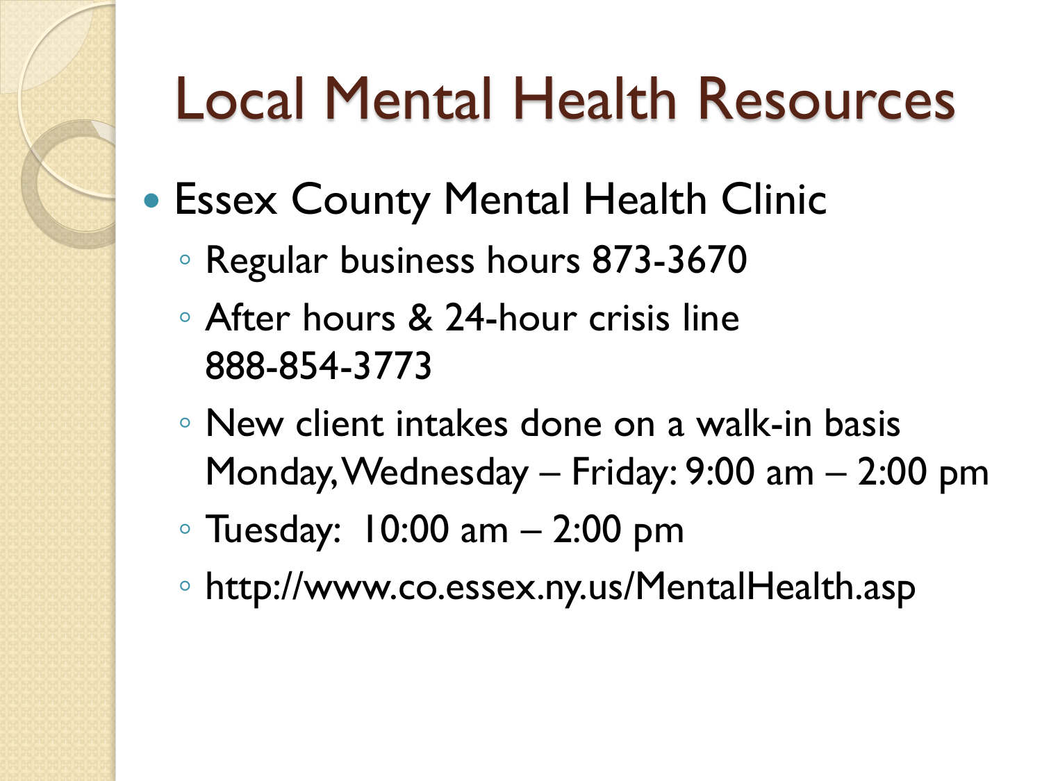# Local Mental Health Resources

- Essex County Mental Health Clinic
  - Regular business hours 873-3670
  - After hours & 24-hour crisis line 888-854-3773
  - New client intakes done on a walk-in basis Monday, Wednesday – Friday: 9:00 am – 2:00 pm
  - Tuesday: 10:00 am – 2:00 pm
  - http://www.co.essex.ny.us/MentalHealth.asp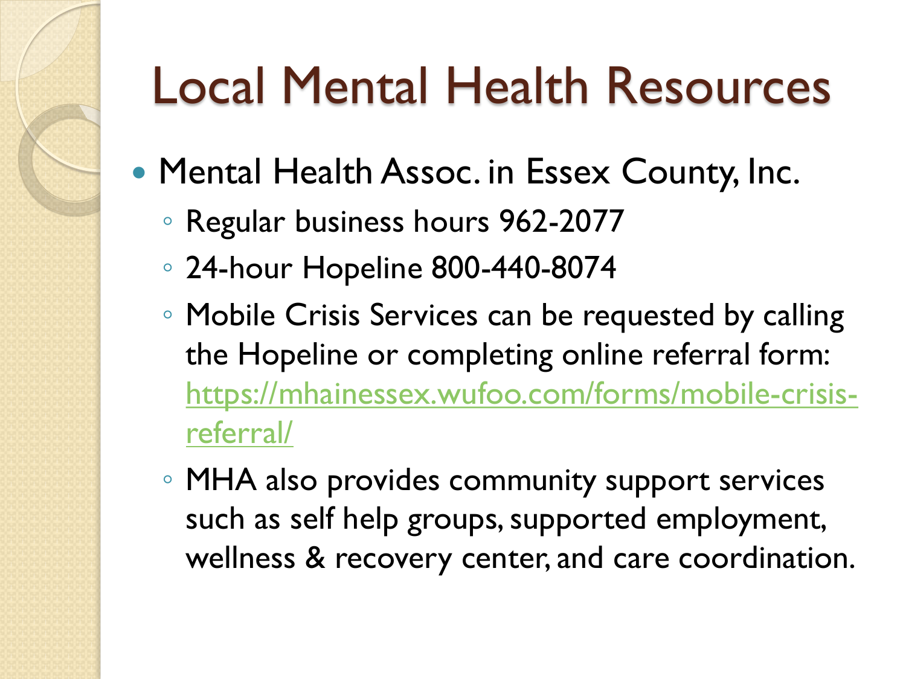# Local Mental Health Resources

- Mental Health Assoc. in Essex County, Inc.
  - Regular business hours 962-2077
  - 24-hour Hopeline 800-440-8074
  - Mobile Crisis Services can be requested by calling the Hopeline or completing online referral form: https://mhainessex.wufoo.com/forms/mobile-crisis-referral/
  - MHA also provides community support services such as self help groups, supported employment, wellness & recovery center, and care coordination.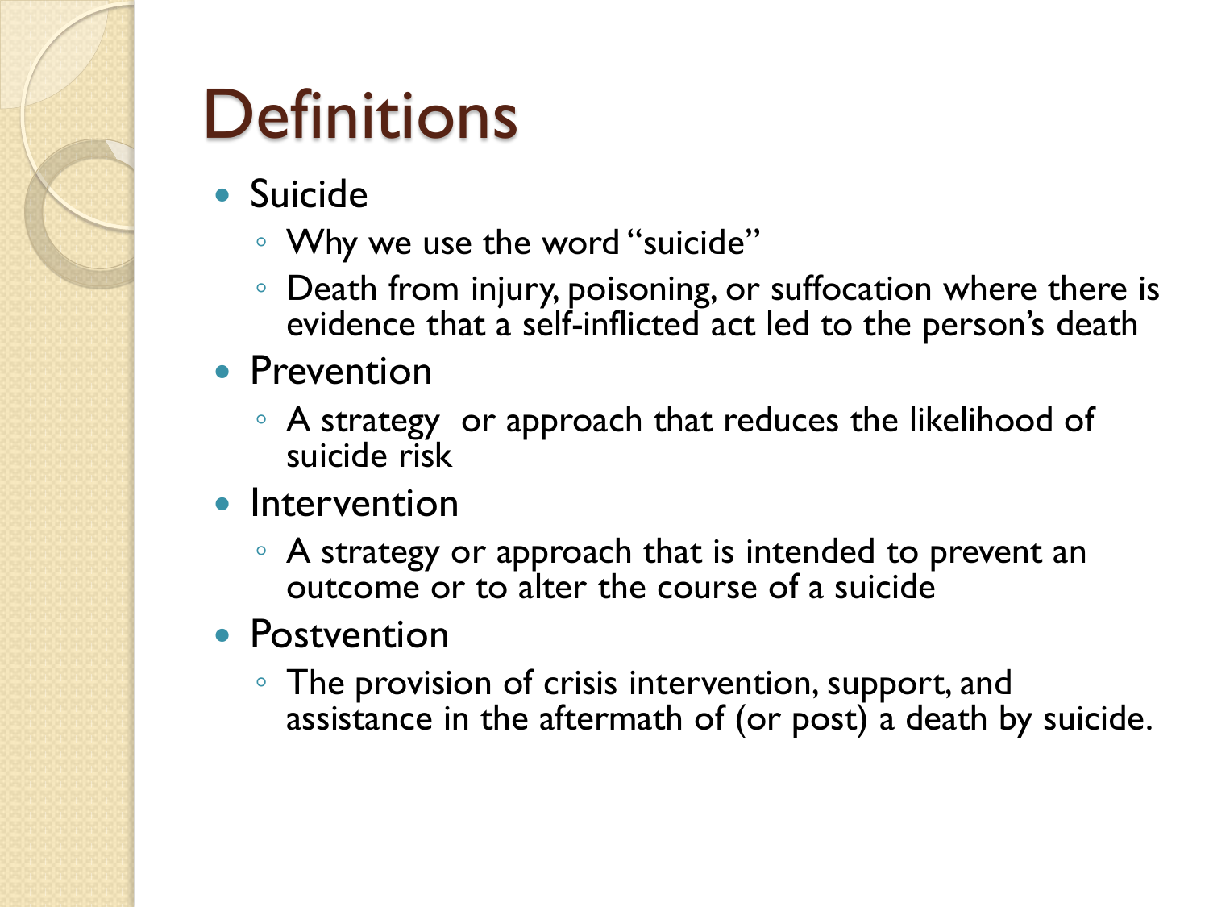# Definitions

- Suicide
  - Why we use the word "suicide"
  - Death from injury, poisoning, or suffocation where there is evidence that a self-inflicted act led to the person's death
- Prevention
  - A strategy  or approach that reduces the likelihood of suicide risk
- Intervention
  - A strategy or approach that is intended to prevent an outcome or to alter the course of a suicide
- Postvention
  - The provision of crisis intervention, support, and assistance in the aftermath of (or post) a death by suicide.